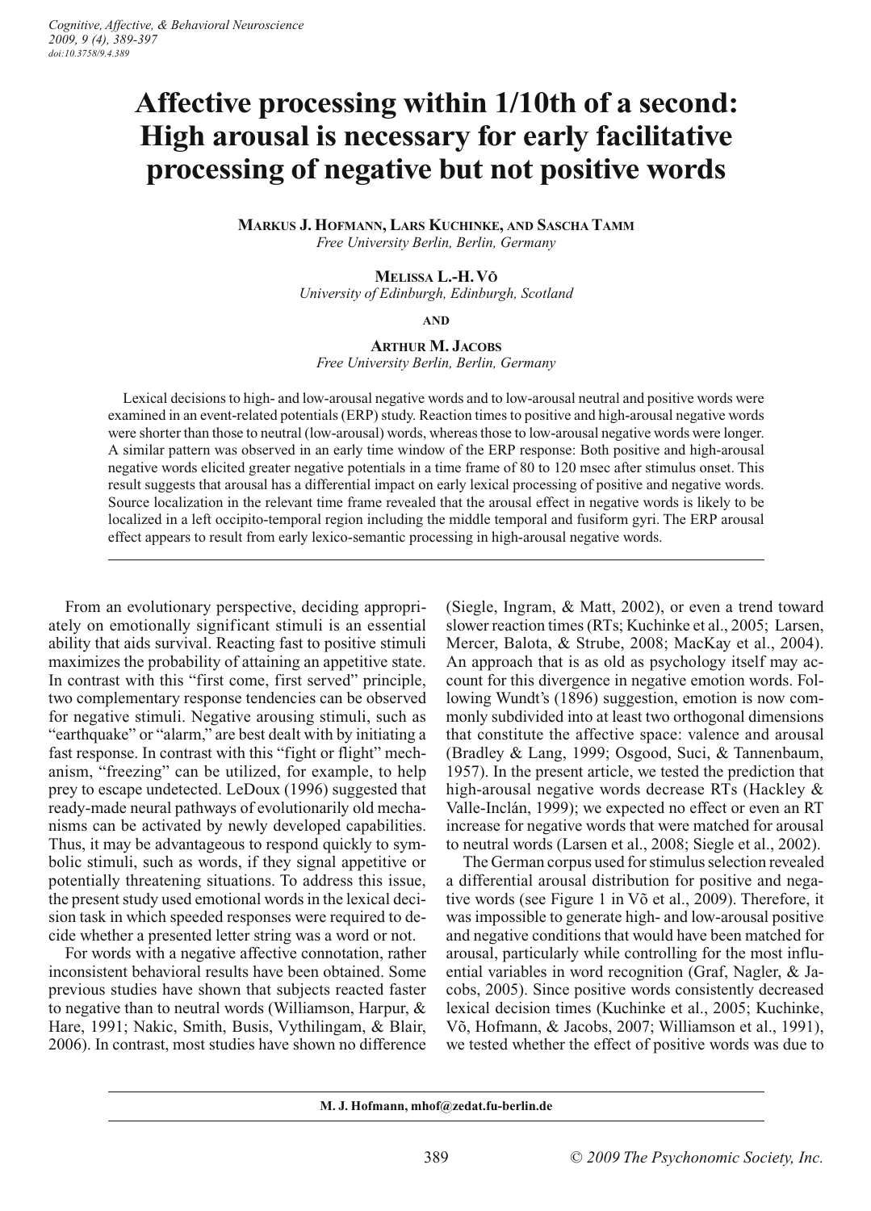# Affective processing within 1/10th of a second: High arousal is necessary for early facilitative processing of negative but not positive words

**Markus J. Hofmann, Lars Kuchinke, and Sascha Tamm**
*Free University Berlin, Berlin, Germany*

**Melissa L.-H. Võ**
*University of Edinburgh, Edinburgh, Scotland*

**and**

**Arthur M. Jacobs**
*Free University Berlin, Berlin, Germany*

Lexical decisions to high- and low-arousal negative words and to low-arousal neutral and positive words were examined in an event-related potentials (ERP) study. Reaction times to positive and high-arousal negative words were shorter than those to neutral (low-arousal) words, whereas those to low-arousal negative words were longer. A similar pattern was observed in an early time window of the ERP response: Both positive and high-arousal negative words elicited greater negative potentials in a time frame of 80 to 120 msec after stimulus onset. This result suggests that arousal has a differential impact on early lexical processing of positive and negative words. Source localization in the relevant time frame revealed that the arousal effect in negative words is likely to be localized in a left occipito-temporal region including the middle temporal and fusiform gyri. The ERP arousal effect appears to result from early lexico-semantic processing in high-arousal negative words.

From an evolutionary perspective, deciding appropriately on emotionally significant stimuli is an essential ability that aids survival. Reacting fast to positive stimuli maximizes the probability of attaining an appetitive state. In contrast with this "first come, first served" principle, two complementary response tendencies can be observed for negative stimuli. Negative arousing stimuli, such as "earthquake" or "alarm," are best dealt with by initiating a fast response. In contrast with this "fight or flight" mechanism, "freezing" can be utilized, for example, to help prey to escape undetected. LeDoux (1996) suggested that ready-made neural pathways of evolutionarily old mechanisms can be activated by newly developed capabilities. Thus, it may be advantageous to respond quickly to symbolic stimuli, such as words, if they signal appetitive or potentially threatening situations. To address this issue, the present study used emotional words in the lexical decision task in which speeded responses were required to decide whether a presented letter string was a word or not.

For words with a negative affective connotation, rather inconsistent behavioral results have been obtained. Some previous studies have shown that subjects reacted faster to negative than to neutral words (Williamson, Harpur, & Hare, 1991; Nakic, Smith, Busis, Vythilingam, & Blair, 2006). In contrast, most studies have shown no difference (Siegle, Ingram, & Matt, 2002), or even a trend toward slower reaction times (RTs; Kuchinke et al., 2005; Larsen, Mercer, Balota, & Strube, 2008; MacKay et al., 2004). An approach that is as old as psychology itself may account for this divergence in negative emotion words. Following Wundt's (1896) suggestion, emotion is now commonly subdivided into at least two orthogonal dimensions that constitute the affective space: valence and arousal (Bradley & Lang, 1999; Osgood, Suci, & Tannenbaum, 1957). In the present article, we tested the prediction that high-arousal negative words decrease RTs (Hackley & Valle-Inclán, 1999); we expected no effect or even an RT increase for negative words that were matched for arousal to neutral words (Larsen et al., 2008; Siegle et al., 2002).

The German corpus used for stimulus selection revealed a differential arousal distribution for positive and negative words (see Figure 1 in Võ et al., 2009). Therefore, it was impossible to generate high- and low-arousal positive and negative conditions that would have been matched for arousal, particularly while controlling for the most influential variables in word recognition (Graf, Nagler, & Jacobs, 2005). Since positive words consistently decreased lexical decision times (Kuchinke et al., 2005; Kuchinke, Võ, Hofmann, & Jacobs, 2007; Williamson et al., 1991), we tested whether the effect of positive words was due to

M. J. Hofmann, mhof@zedat.fu-berlin.de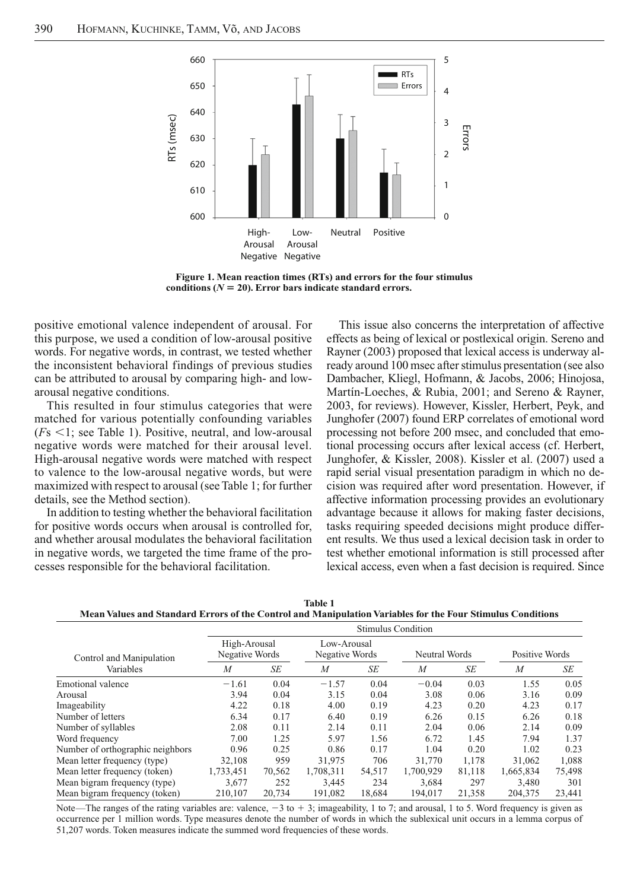**Figure 1. Mean reaction times (RTs) and errors for the four stimulus conditions ($N = 20$). Error bars indicate standard errors.**

positive emotional valence independent of arousal. For this purpose, we used a condition of low-arousal positive words. For negative words, in contrast, we tested whether the inconsistent behavioral findings of previous studies can be attributed to arousal by comparing high- and low-arousal negative conditions.

This resulted in four stimulus categories that were matched for various potentially confounding variables ($F$s $<1$; see Table 1). Positive, neutral, and low-arousal negative words were matched for their arousal level. High-arousal negative words were matched with respect to valence to the low-arousal negative words, but were maximized with respect to arousal (see Table 1; for further details, see the Method section).

In addition to testing whether the behavioral facilitation for positive words occurs when arousal is controlled for, and whether arousal modulates the behavioral facilitation in negative words, we targeted the time frame of the processes responsible for the behavioral facilitation.

This issue also concerns the interpretation of affective effects as being of lexical or postlexical origin. Sereno and Rayner (2003) proposed that lexical access is underway already around 100 msec after stimulus presentation (see also Dambacher, Kliegl, Hofmann, & Jacobs, 2006; Hinojosa, Martín-Loeches, & Rubia, 2001; and Sereno & Rayner, 2003, for reviews). However, Kissler, Herbert, Peyk, and Junghofer (2007) found ERP correlates of emotional word processing not before 200 msec, and concluded that emotional processing occurs after lexical access (cf. Herbert, Junghofer, & Kissler, 2008). Kissler et al. (2007) used a rapid serial visual presentation paradigm in which no decision was required after word presentation. However, if affective information processing provides an evolutionary advantage because it allows for making faster decisions, tasks requiring speeded decisions might produce different results. We thus used a lexical decision task in order to test whether emotional information is still processed after lexical access, even when a fast decision is required. Since

**Table 1**
**Mean Values and Standard Errors of the Control and Manipulation Variables for the Four Stimulus Conditions**

| Control and Manipulation Variables | High-Arousal Negative Words | | Low-Arousal Negative Words | | Neutral Words | | Positive Words | |
|---|---|---|---|---|---|---|---|---|
| | *M* | *SE* | *M* | *SE* | *M* | *SE* | *M* | *SE* |
| Emotional valence | −1.61 | 0.04 | −1.57 | 0.04 | −0.04 | 0.03 | 1.55 | 0.05 |
| Arousal | 3.94 | 0.04 | 3.15 | 0.04 | 3.08 | 0.06 | 3.16 | 0.09 |
| Imageability | 4.22 | 0.18 | 4.00 | 0.19 | 4.23 | 0.20 | 4.23 | 0.17 |
| Number of letters | 6.34 | 0.17 | 6.40 | 0.19 | 6.26 | 0.15 | 6.26 | 0.18 |
| Number of syllables | 2.08 | 0.11 | 2.14 | 0.11 | 2.04 | 0.06 | 2.14 | 0.09 |
| Word frequency | 7.00 | 1.25 | 5.97 | 1.56 | 6.72 | 1.45 | 7.94 | 1.37 |
| Number of orthographic neighbors | 0.96 | 0.25 | 0.86 | 0.17 | 1.04 | 0.20 | 1.02 | 0.23 |
| Mean letter frequency (type) | 32,108 | 959 | 31,975 | 706 | 31,770 | 1,178 | 31,062 | 1,088 |
| Mean letter frequency (token) | 1,733,451 | 70,562 | 1,708,311 | 54,517 | 1,700,929 | 81,118 | 1,665,834 | 75,498 |
| Mean bigram frequency (type) | 3,677 | 252 | 3,445 | 234 | 3,684 | 297 | 3,480 | 301 |
| Mean bigram frequency (token) | 210,107 | 20,734 | 191,082 | 18,684 | 194,017 | 21,358 | 204,375 | 23,441 |

Note—The ranges of the rating variables are: valence, $-3$ to $+3$; imageability, 1 to 7; and arousal, 1 to 5. Word frequency is given as occurrence per 1 million words. Type measures denote the number of words in which the sublexical unit occurs in a lemma corpus of 51,207 words. Token measures indicate the summed word frequencies of these words.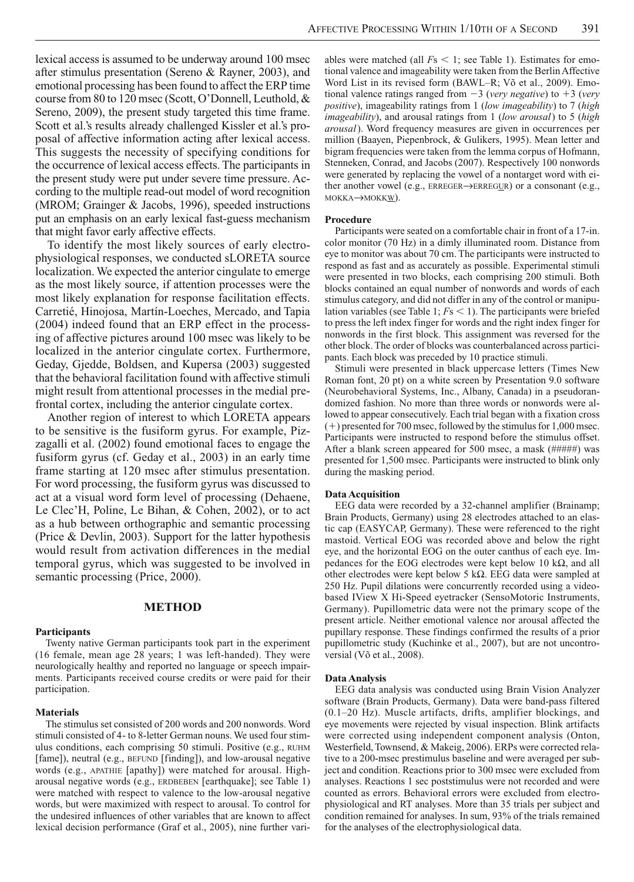lexical access is assumed to be underway around 100 msec after stimulus presentation (Sereno & Rayner, 2003), and emotional processing has been found to affect the ERP time course from 80 to 120 msec (Scott, O'Donnell, Leuthold, & Sereno, 2009), the present study targeted this time frame. Scott et al.'s results already challenged Kissler et al.'s proposal of affective information acting after lexical access. This suggests the necessity of specifying conditions for the occurrence of lexical access effects. The participants in the present study were put under severe time pressure. According to the multiple read-out model of word recognition (MROM; Grainger & Jacobs, 1996), speeded instructions put an emphasis on an early lexical fast-guess mechanism that might favor early affective effects.

To identify the most likely sources of early electrophysiological responses, we conducted sLORETA source localization. We expected the anterior cingulate to emerge as the most likely source, if attention processes were the most likely explanation for response facilitation effects. Carretié, Hinojosa, Martín-Loeches, Mercado, and Tapia (2004) indeed found that an ERP effect in the processing of affective pictures around 100 msec was likely to be localized in the anterior cingulate cortex. Furthermore, Geday, Gjedde, Boldsen, and Kupersa (2003) suggested that the behavioral facilitation found with affective stimuli might result from attentional processes in the medial prefrontal cortex, including the anterior cingulate cortex.

Another region of interest to which LORETA appears to be sensitive is the fusiform gyrus. For example, Pizzagalli et al. (2002) found emotional faces to engage the fusiform gyrus (cf. Geday et al., 2003) in an early time frame starting at 120 msec after stimulus presentation. For word processing, the fusiform gyrus was discussed to act at a visual word form level of processing (Dehaene, Le Clec'H, Poline, Le Bihan, & Cohen, 2002), or to act as a hub between orthographic and semantic processing (Price & Devlin, 2003). Support for the latter hypothesis would result from activation differences in the medial temporal gyrus, which was suggested to be involved in semantic processing (Price, 2000).

## METHOD

### Participants

Twenty native German participants took part in the experiment (16 female, mean age 28 years; 1 was left-handed). They were neurologically healthy and reported no language or speech impairments. Participants received course credits or were paid for their participation.

### Materials

The stimulus set consisted of 200 words and 200 nonwords. Word stimuli consisted of 4- to 8-letter German nouns. We used four stimulus conditions, each comprising 50 stimuli. Positive (e.g., RUHM [fame]), neutral (e.g., BEFUND [finding]), and low-arousal negative words (e.g., APATHIE [apathy]) were matched for arousal. High-arousal negative words (e.g., ERDBEBEN [earthquake]; see Table 1) were matched with respect to valence to the low-arousal negative words, but were maximized with respect to arousal. To control for the undesired influences of other variables that are known to affect lexical decision performance (Graf et al., 2005), nine further variables were matched (all $F$s $< 1$; see Table 1). Estimates for emotional valence and imageability were taken from the Berlin Affective Word List in its revised form (BAWL–R; Võ et al., 2009). Emotional valence ratings ranged from $-3$ (*very negative*) to $+3$ (*very positive*), imageability ratings from 1 (*low imageability*) to 7 (*high imageability*), and arousal ratings from 1 (*low arousal*) to 5 (*high arousal*). Word frequency measures are given in occurrences per million (Baayen, Piepenbrock, & Gulikers, 1995). Mean letter and bigram frequencies were taken from the lemma corpus of Hofmann, Stenneken, Conrad, and Jacobs (2007). Respectively 100 nonwords were generated by replacing the vowel of a nontarget word with either another vowel (e.g., ERREGER→ERREGUR) or a consonant (e.g., MOKKA→MOKKW).

### Procedure

Participants were seated on a comfortable chair in front of a 17-in. color monitor (70 Hz) in a dimly illuminated room. Distance from eye to monitor was about 70 cm. The participants were instructed to respond as fast and as accurately as possible. Experimental stimuli were presented in two blocks, each comprising 200 stimuli. Both blocks contained an equal number of nonwords and words of each stimulus category, and did not differ in any of the control or manipulation variables (see Table 1; $F$s $< 1$). The participants were briefed to press the left index finger for words and the right index finger for nonwords in the first block. This assignment was reversed for the other block. The order of blocks was counterbalanced across participants. Each block was preceded by 10 practice stimuli.

Stimuli were presented in black uppercase letters (Times New Roman font, 20 pt) on a white screen by Presentation 9.0 software (Neurobehavioral Systems, Inc., Albany, Canada) in a pseudorandomized fashion. No more than three words or nonwords were allowed to appear consecutively. Each trial began with a fixation cross (+) presented for 700 msec, followed by the stimulus for 1,000 msec. Participants were instructed to respond before the stimulus offset. After a blank screen appeared for 500 msec, a mask (#####) was presented for 1,500 msec. Participants were instructed to blink only during the masking period.

### Data Acquisition

EEG data were recorded by a 32-channel amplifier (Brainamp; Brain Products, Germany) using 28 electrodes attached to an elastic cap (EASYCAP, Germany). These were referenced to the right mastoid. Vertical EOG was recorded above and below the right eye, and the horizontal EOG on the outer canthus of each eye. Impedances for the EOG electrodes were kept below 10 kΩ, and all other electrodes were kept below 5 kΩ. EEG data were sampled at 250 Hz. Pupil dilations were concurrently recorded using a video-based IView X Hi-Speed eyetracker (SensoMotoric Instruments, Germany). Pupillometric data were not the primary scope of the present article. Neither emotional valence nor arousal affected the pupillary response. These findings confirmed the results of a prior pupillometric study (Kuchinke et al., 2007), but are not uncontroversial (Võ et al., 2008).

### Data Analysis

EEG data analysis was conducted using Brain Vision Analyzer software (Brain Products, Germany). Data were band-pass filtered (0.1–20 Hz). Muscle artifacts, drifts, amplifier blockings, and eye movements were rejected by visual inspection. Blink artifacts were corrected using independent component analysis (Onton, Westerfield, Townsend, & Makeig, 2006). ERPs were corrected relative to a 200-msec prestimulus baseline and were averaged per subject and condition. Reactions prior to 300 msec were excluded from analyses. Reactions 1 sec poststimulus were not recorded and were counted as errors. Behavioral errors were excluded from electrophysiological and RT analyses. More than 35 trials per subject and condition remained for analyses. In sum, 93% of the trials remained for the analyses of the electrophysiological data.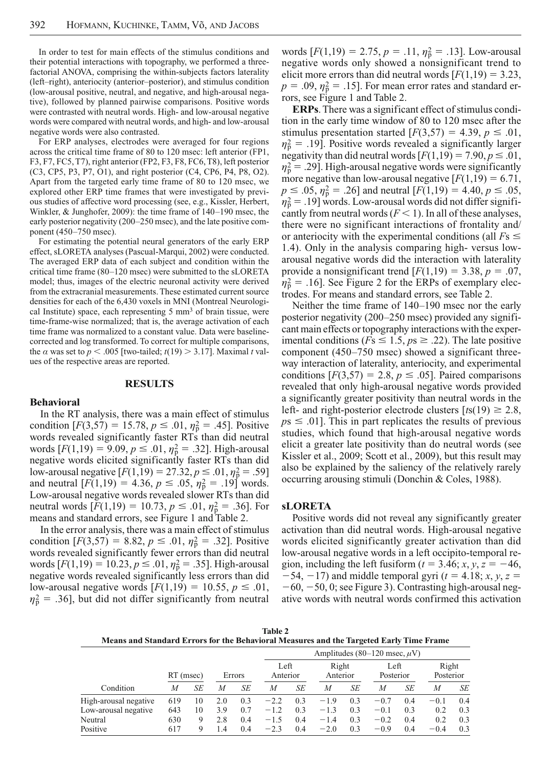In order to test for main effects of the stimulus conditions and their potential interactions with topography, we performed a three-factorial ANOVA, comprising the within-subjects factors laterality (left–right), anteriocity (anterior–posterior), and stimulus condition (low-arousal positive, neutral, and negative, and high-arousal negative), followed by planned pairwise comparisons. Positive words were contrasted with neutral words. High- and low-arousal negative words were compared with neutral words, and high- and low-arousal negative words were also contrasted.

For ERP analyses, electrodes were averaged for four regions across the critical time frame of 80 to 120 msec: left anterior (FP1, F3, F7, FC5, T7), right anterior (FP2, F3, F8, FC6, T8), left posterior (C3, CP5, P3, P7, O1), and right posterior (C4, CP6, P4, P8, O2). Apart from the targeted early time frame of 80 to 120 msec, we explored other ERP time frames that were investigated by previous studies of affective word processing (see, e.g., Kissler, Herbert, Winkler, & Junghofer, 2009): the time frame of 140–190 msec, the early posterior negativity (200–250 msec), and the late positive component (450–750 msec).

For estimating the potential neural generators of the early ERP effect, sLORETA analyses (Pascual-Marqui, 2002) were conducted. The averaged ERP data of each subject and condition within the critical time frame (80–120 msec) were submitted to the sLORETA model; thus, images of the electric neuronal activity were derived from the extracranial measurements. These estimated current source densities for each of the 6,430 voxels in MNI (Montreal Neurological Institute) space, each representing 5 $mm^3$ of brain tissue, were time-frame-wise normalized; that is, the average activation of each time frame was normalized to a constant value. Data were baseline-corrected and log transformed. To correct for multiple comparisons, the $\alpha$ was set to $p < .005$ [two-tailed; $t(19) > 3.17$]. Maximal $t$ values of the respective areas are reported.

## RESULTS

### Behavioral

In the RT analysis, there was a main effect of stimulus condition [$F(3,57) = 15.78$, $p \leq .01$, $\eta^2_p = .45$]. Positive words revealed significantly faster RTs than did neutral words [$F(1,19) = 9.09$, $p \leq .01$, $\eta^2_p = .32$]. High-arousal negative words elicited significantly faster RTs than did low-arousal negative [$F(1,19) = 27.32$, $p \leq .01$, $\eta^2_p = .59$] and neutral [$F(1,19) = 4.36$, $p \leq .05$, $\eta^2_p = .19$] words. Low-arousal negative words revealed slower RTs than did neutral words [$F(1,19) = 10.73$, $p \leq .01$, $\eta^2_p = .36$]. For means and standard errors, see Figure 1 and Table 2.

In the error analysis, there was a main effect of stimulus condition [$F(3,57) = 8.82$, $p \leq .01$, $\eta^2_p = .32$]. Positive words revealed significantly fewer errors than did neutral words [$F(1,19) = 10.23$, $p \leq .01$, $\eta^2_p = .35$]. High-arousal negative words revealed significantly less errors than did low-arousal negative words [$F(1,19) = 10.55$, $p \leq .01$, $\eta^2_p = .36$], but did not differ significantly from neutral words [$F(1,19) = 2.75$, $p = .11$, $\eta^2_p = .13$]. Low-arousal negative words only showed a nonsignificant trend to elicit more errors than did neutral words [$F(1,19) = 3.23$, $p = .09$, $\eta^2_p = .15$]. For mean error rates and standard errors, see Figure 1 and Table 2.

**ERPs**. There was a significant effect of stimulus condition in the early time window of 80 to 120 msec after the stimulus presentation started [$F(3,57) = 4.39$, $p \leq .01$, $\eta^2_p = .19$]. Positive words revealed a significantly larger negativity than did neutral words [$F(1,19) = 7.90$, $p \leq .01$, $\eta^2_p = .29$]. High-arousal negative words were significantly more negative than low-arousal negative [$F(1,19) = 6.71$, $p \leq .05$, $\eta^2_p = .26$] and neutral [$F(1,19) = 4.40$, $p \leq .05$, $\eta^2_p = .19$] words. Low-arousal words did not differ significantly from neutral words ($F < 1$). In all of these analyses, there were no significant interactions of frontality and/or anteriocity with the experimental conditions (all $F$s $\leq$ 1.4). Only in the analysis comparing high- versus low-arousal negative words did the interaction with laterality provide a nonsignificant trend [$F(1,19) = 3.38$, $p = .07$, $\eta^2_p = .16$]. See Figure 2 for the ERPs of exemplary electrodes. For means and standard errors, see Table 2.

Neither the time frame of 140–190 msec nor the early posterior negativity (200–250 msec) provided any significant main effects or topography interactions with the experimental conditions ($F$s $\leq 1.5$, $p$s $\geq .22$). The late positive component (450–750 msec) showed a significant three-way interaction of laterality, anteriocity, and experimental conditions [$F(3,57) = 2.8$, $p \leq .05$]. Paired comparisons revealed that only high-arousal negative words provided a significantly greater positivity than neutral words in the left- and right-posterior electrode clusters [$t$s$(19) \geq 2.8$, $p$s $\leq .01$]. This in part replicates the results of previous studies, which found that high-arousal negative words elicit a greater late positivity than do neutral words (see Kissler et al., 2009; Scott et al., 2009), but this result may also be explained by the saliency of the relatively rarely occurring arousing stimuli (Donchin & Coles, 1988).

### sLORETA

Positive words did not reveal any significantly greater activation than did neutral words. High-arousal negative words elicited significantly greater activation than did low-arousal negative words in a left occipito-temporal region, including the left fusiform ($t = 3.46$; $x, y, z = -46, -54, -17$) and middle temporal gyri ($t = 4.18$; $x, y, z = -60, -50, 0$; see Figure 3). Contrasting high-arousal negative words with neutral words confirmed this activation

**Table 2**
**Means and Standard Errors for the Behavioral Measures and the Targeted Early Time Frame**

| | RT (msec) | | Errors | | Amplitudes (80–120 msec, $\mu$V) | | | | | | | |
|---|---|---|---|---|---|---|---|---|---|---|---|---|
| | | | | | Left Anterior | | Right Anterior | | Left Posterior | | Right Posterior | |
| Condition | *M* | *SE* | *M* | *SE* | *M* | *SE* | *M* | *SE* | *M* | *SE* | *M* | *SE* |
| High-arousal negative | 619 | 10 | 2.0 | 0.3 | −2.2 | 0.3 | −1.9 | 0.3 | −0.7 | 0.4 | −0.1 | 0.4 |
| Low-arousal negative | 643 | 10 | 3.9 | 0.7 | −1.2 | 0.3 | −1.3 | 0.3 | −0.1 | 0.3 | 0.2 | 0.3 |
| Neutral | 630 | 9 | 2.8 | 0.4 | −1.5 | 0.4 | −1.4 | 0.3 | −0.2 | 0.4 | 0.2 | 0.3 |
| Positive | 617 | 9 | 1.4 | 0.4 | −2.3 | 0.4 | −2.0 | 0.3 | −0.9 | 0.4 | −0.4 | 0.3 |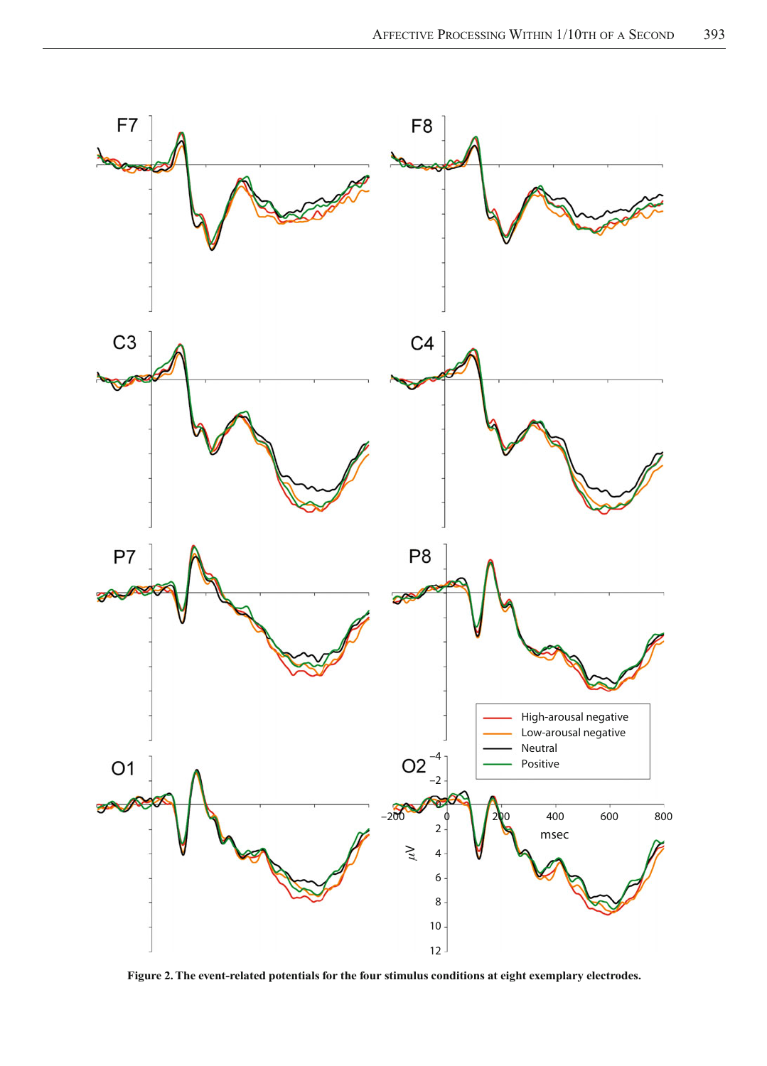**Figure 2. The event-related potentials for the four stimulus conditions at eight exemplary electrodes.**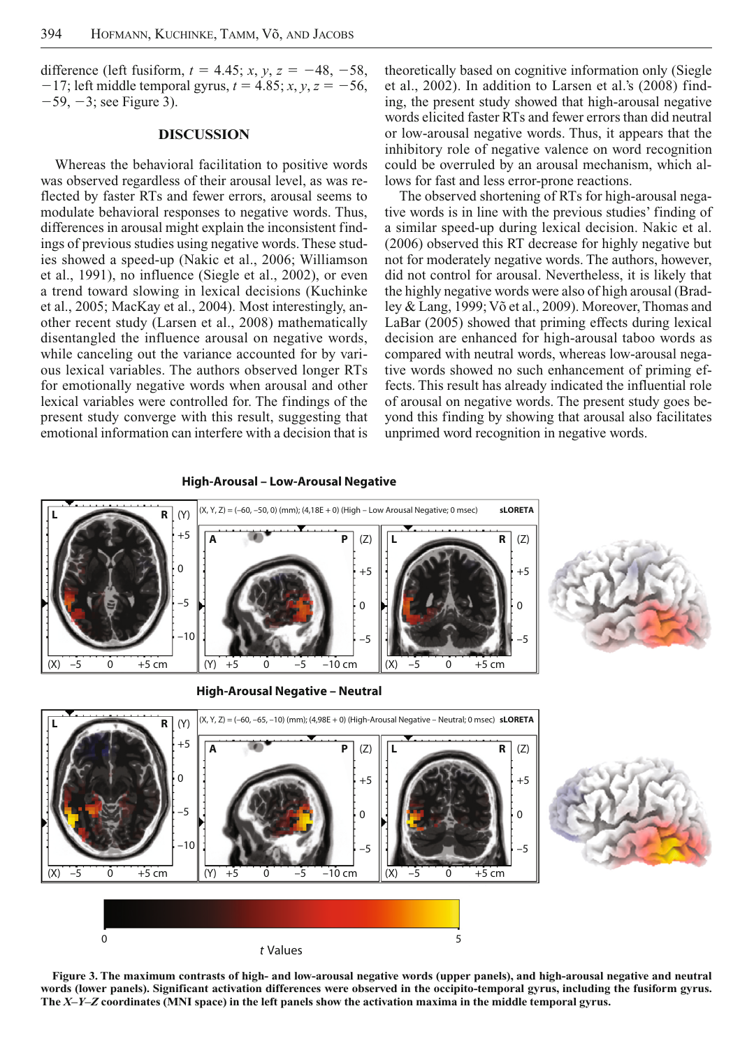difference (left fusiform, $t = 4.45$; $x, y, z = -48, -58, -17$; left middle temporal gyrus, $t = 4.85$; $x, y, z = -56, -59, -3$; see Figure 3).

## DISCUSSION

Whereas the behavioral facilitation to positive words was observed regardless of their arousal level, as was reflected by faster RTs and fewer errors, arousal seems to modulate behavioral responses to negative words. Thus, differences in arousal might explain the inconsistent findings of previous studies using negative words. These studies showed a speed-up (Nakic et al., 2006; Williamson et al., 1991), no influence (Siegle et al., 2002), or even a trend toward slowing in lexical decisions (Kuchinke et al., 2005; MacKay et al., 2004). Most interestingly, another recent study (Larsen et al., 2008) mathematically disentangled the influence arousal on negative words, while canceling out the variance accounted for by various lexical variables. The authors observed longer RTs for emotionally negative words when arousal and other lexical variables were controlled for. The findings of the present study converge with this result, suggesting that emotional information can interfere with a decision that is theoretically based on cognitive information only (Siegle et al., 2002). In addition to Larsen et al.'s (2008) finding, the present study showed that high-arousal negative words elicited faster RTs and fewer errors than did neutral or low-arousal negative words. Thus, it appears that the inhibitory role of negative valence on word recognition could be overruled by an arousal mechanism, which allows for fast and less error-prone reactions.

The observed shortening of RTs for high-arousal negative words is in line with the previous studies' finding of a similar speed-up during lexical decision. Nakic et al. (2006) observed this RT decrease for highly negative but not for moderately negative words. The authors, however, did not control for arousal. Nevertheless, it is likely that the highly negative words were also of high arousal (Bradley & Lang, 1999; Võ et al., 2009). Moreover, Thomas and LaBar (2005) showed that priming effects during lexical decision are enhanced for high-arousal taboo words as compared with neutral words, whereas low-arousal negative words showed no such enhancement of priming effects. This result has already indicated the influential role of arousal on negative words. The present study goes beyond this finding by showing that arousal also facilitates unprimed word recognition in negative words.

**Figure 3. The maximum contrasts of high- and low-arousal negative words (upper panels), and high-arousal negative and neutral words (lower panels). Significant activation differences were observed in the occipito-temporal gyrus, including the fusiform gyrus. The *X–Y–Z* coordinates (MNI space) in the left panels show the activation maxima in the middle temporal gyrus.**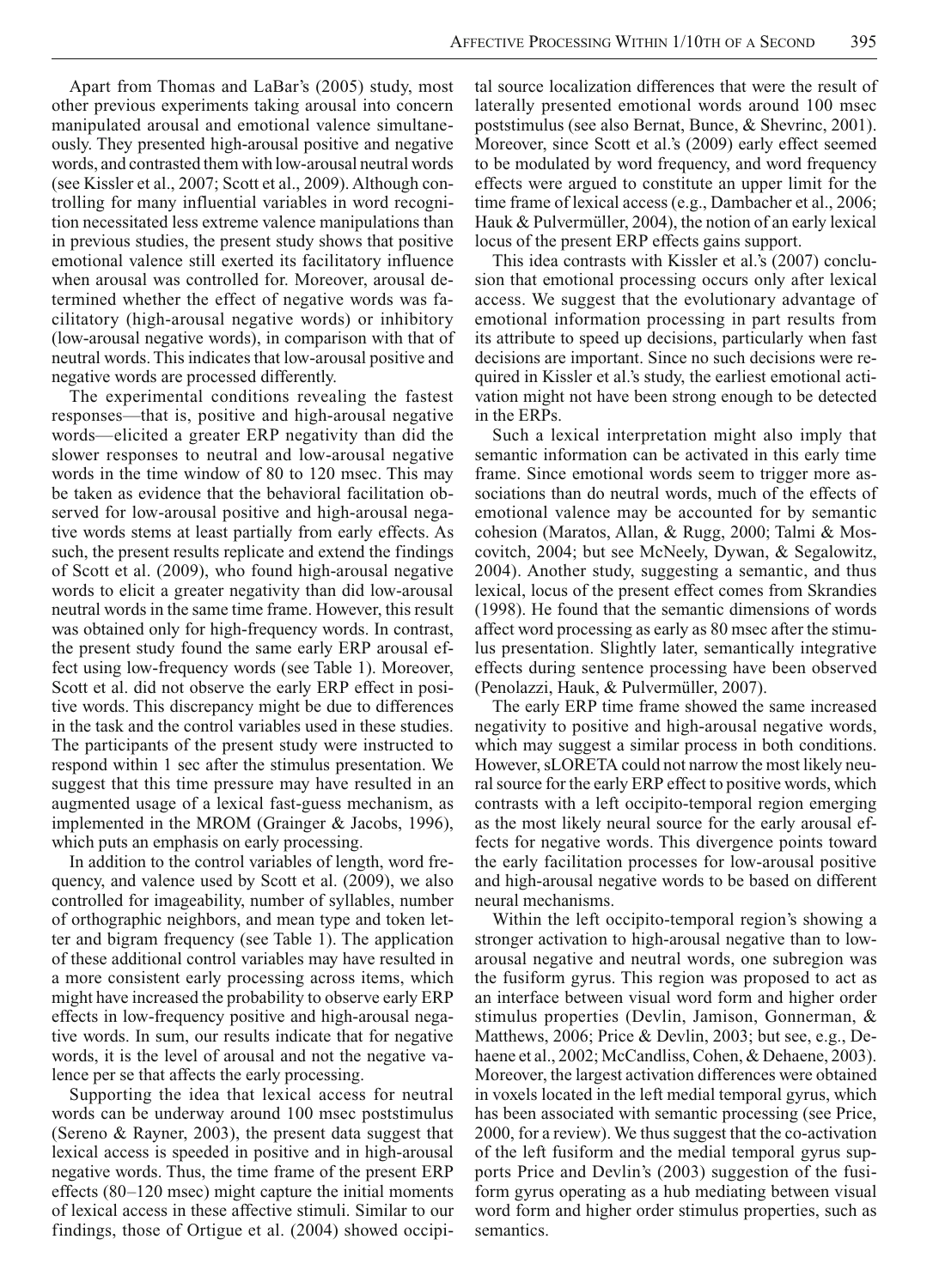Apart from Thomas and LaBar's (2005) study, most other previous experiments taking arousal into concern manipulated arousal and emotional valence simultaneously. They presented high-arousal positive and negative words, and contrasted them with low-arousal neutral words (see Kissler et al., 2007; Scott et al., 2009). Although controlling for many influential variables in word recognition necessitated less extreme valence manipulations than in previous studies, the present study shows that positive emotional valence still exerted its facilitatory influence when arousal was controlled for. Moreover, arousal determined whether the effect of negative words was facilitatory (high-arousal negative words) or inhibitory (low-arousal negative words), in comparison with that of neutral words. This indicates that low-arousal positive and negative words are processed differently.

The experimental conditions revealing the fastest responses—that is, positive and high-arousal negative words—elicited a greater ERP negativity than did the slower responses to neutral and low-arousal negative words in the time window of 80 to 120 msec. This may be taken as evidence that the behavioral facilitation observed for low-arousal positive and high-arousal negative words stems at least partially from early effects. As such, the present results replicate and extend the findings of Scott et al. (2009), who found high-arousal negative words to elicit a greater negativity than did low-arousal neutral words in the same time frame. However, this result was obtained only for high-frequency words. In contrast, the present study found the same early ERP arousal effect using low-frequency words (see Table 1). Moreover, Scott et al. did not observe the early ERP effect in positive words. This discrepancy might be due to differences in the task and the control variables used in these studies. The participants of the present study were instructed to respond within 1 sec after the stimulus presentation. We suggest that this time pressure may have resulted in an augmented usage of a lexical fast-guess mechanism, as implemented in the MROM (Grainger & Jacobs, 1996), which puts an emphasis on early processing.

In addition to the control variables of length, word frequency, and valence used by Scott et al. (2009), we also controlled for imageability, number of syllables, number of orthographic neighbors, and mean type and token letter and bigram frequency (see Table 1). The application of these additional control variables may have resulted in a more consistent early processing across items, which might have increased the probability to observe early ERP effects in low-frequency positive and high-arousal negative words. In sum, our results indicate that for negative words, it is the level of arousal and not the negative valence per se that affects the early processing.

Supporting the idea that lexical access for neutral words can be underway around 100 msec poststimulus (Sereno & Rayner, 2003), the present data suggest that lexical access is speeded in positive and in high-arousal negative words. Thus, the time frame of the present ERP effects (80–120 msec) might capture the initial moments of lexical access in these affective stimuli. Similar to our findings, those of Ortigue et al. (2004) showed occipital source localization differences that were the result of laterally presented emotional words around 100 msec poststimulus (see also Bernat, Bunce, & Shevrinc, 2001). Moreover, since Scott et al.'s (2009) early effect seemed to be modulated by word frequency, and word frequency effects were argued to constitute an upper limit for the time frame of lexical access (e.g., Dambacher et al., 2006; Hauk & Pulvermüller, 2004), the notion of an early lexical locus of the present ERP effects gains support.

This idea contrasts with Kissler et al.'s (2007) conclusion that emotional processing occurs only after lexical access. We suggest that the evolutionary advantage of emotional information processing in part results from its attribute to speed up decisions, particularly when fast decisions are important. Since no such decisions were required in Kissler et al.'s study, the earliest emotional activation might not have been strong enough to be detected in the ERPs.

Such a lexical interpretation might also imply that semantic information can be activated in this early time frame. Since emotional words seem to trigger more associations than do neutral words, much of the effects of emotional valence may be accounted for by semantic cohesion (Maratos, Allan, & Rugg, 2000; Talmi & Moscovitch, 2004; but see McNeely, Dywan, & Segalowitz, 2004). Another study, suggesting a semantic, and thus lexical, locus of the present effect comes from Skrandies (1998). He found that the semantic dimensions of words affect word processing as early as 80 msec after the stimulus presentation. Slightly later, semantically integrative effects during sentence processing have been observed (Penolazzi, Hauk, & Pulvermüller, 2007).

The early ERP time frame showed the same increased negativity to positive and high-arousal negative words, which may suggest a similar process in both conditions. However, sLORETA could not narrow the most likely neural source for the early ERP effect to positive words, which contrasts with a left occipito-temporal region emerging as the most likely neural source for the early arousal effects for negative words. This divergence points toward the early facilitation processes for low-arousal positive and high-arousal negative words to be based on different neural mechanisms.

Within the left occipito-temporal region's showing a stronger activation to high-arousal negative than to low-arousal negative and neutral words, one subregion was the fusiform gyrus. This region was proposed to act as an interface between visual word form and higher order stimulus properties (Devlin, Jamison, Gonnerman, & Matthews, 2006; Price & Devlin, 2003; but see, e.g., Dehaene et al., 2002; McCandliss, Cohen, & Dehaene, 2003). Moreover, the largest activation differences were obtained in voxels located in the left medial temporal gyrus, which has been associated with semantic processing (see Price, 2000, for a review). We thus suggest that the co-activation of the left fusiform and the medial temporal gyrus supports Price and Devlin's (2003) suggestion of the fusiform gyrus operating as a hub mediating between visual word form and higher order stimulus properties, such as semantics.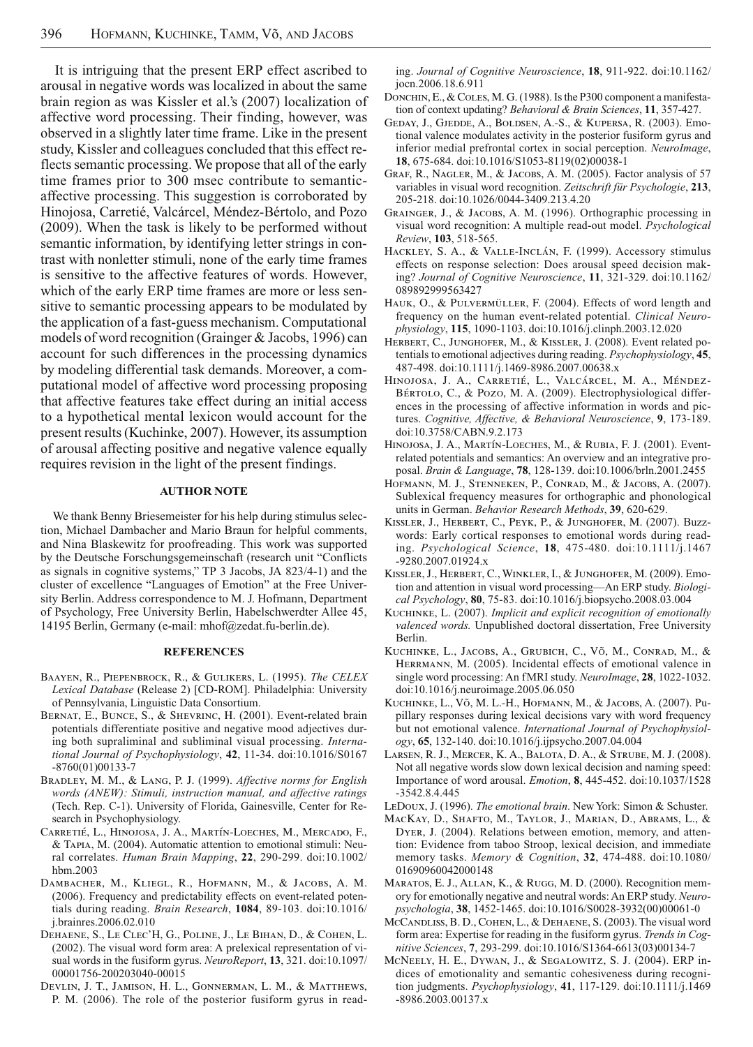It is intriguing that the present ERP effect ascribed to arousal in negative words was localized in about the same brain region as was Kissler et al.'s (2007) localization of affective word processing. Their finding, however, was observed in a slightly later time frame. Like in the present study, Kissler and colleagues concluded that this effect reflects semantic processing. We propose that all of the early time frames prior to 300 msec contribute to semantic-affective processing. This suggestion is corroborated by Hinojosa, Carretié, Valcárcel, Méndez-Bértolo, and Pozo (2009). When the task is likely to be performed without semantic information, by identifying letter strings in contrast with nonletter stimuli, none of the early time frames is sensitive to the affective features of words. However, which of the early ERP time frames are more or less sensitive to semantic processing appears to be modulated by the application of a fast-guess mechanism. Computational models of word recognition (Grainger & Jacobs, 1996) can account for such differences in the processing dynamics by modeling differential task demands. Moreover, a computational model of affective word processing proposing that affective features take effect during an initial access to a hypothetical mental lexicon would account for the present results (Kuchinke, 2007). However, its assumption of arousal affecting positive and negative valence equally requires revision in the light of the present findings.

## AUTHOR NOTE

We thank Benny Briesemeister for his help during stimulus selection, Michael Dambacher and Mario Braun for helpful comments, and Nina Blaskewitz for proofreading. This work was supported by the Deutsche Forschungsgemeinschaft (research unit "Conflicts as signals in cognitive systems," TP 3 Jacobs, JA 823/4-1) and the cluster of excellence "Languages of Emotion" at the Free University Berlin. Address correspondence to M. J. Hofmann, Department of Psychology, Free University Berlin, Habelschwerdter Allee 45, 14195 Berlin, Germany (e-mail: mhof@zedat.fu-berlin.de).

## REFERENCES

Baayen, R., Piepenbrock, R., & Gulikers, L. (1995). *The CELEX Lexical Database* (Release 2) [CD-ROM]. Philadelphia: University of Pennsylvania, Linguistic Data Consortium.

Bernat, E., Bunce, S., & Shevrinc, H. (2001). Event-related brain potentials differentiate positive and negative mood adjectives during both supraliminal and subliminal visual processing. *International Journal of Psychophysiology*, **42**, 11-34. doi:10.1016/S0167-8760(01)00133-7

Bradley, M. M., & Lang, P. J. (1999). *Affective norms for English words (ANEW): Stimuli, instruction manual, and affective ratings* (Tech. Rep. C-1). University of Florida, Gainesville, Center for Research in Psychophysiology.

Carretié, L., Hinojosa, J. A., Martín-Loeches, M., Mercado, F., & Tapia, M. (2004). Automatic attention to emotional stimuli: Neural correlates. *Human Brain Mapping*, **22**, 290-299. doi:10.1002/hbm.2003

Dambacher, M., Kliegl, R., Hofmann, M., & Jacobs, A. M. (2006). Frequency and predictability effects on event-related potentials during reading. *Brain Research*, **1084**, 89-103. doi:10.1016/j.brainres.2006.02.010

Dehaene, S., Le Clec'H, G., Poline, J., Le Bihan, D., & Cohen, L. (2002). The visual word form area: A prelexical representation of visual words in the fusiform gyrus. *NeuroReport*, **13**, 321. doi:10.1097/00001756-200203040-00015

Devlin, J. T., Jamison, H. L., Gonnerman, L. M., & Matthews, P. M. (2006). The role of the posterior fusiform gyrus in reading. *Journal of Cognitive Neuroscience*, **18**, 911-922. doi:10.1162/jocn.2006.18.6.911

Donchin, E., & Coles, M. G. (1988). Is the P300 component a manifestation of context updating? *Behavioral & Brain Sciences*, **11**, 357-427.

Geday, J., Gjedde, A., Boldsen, A.-S., & Kupersa, R. (2003). Emotional valence modulates activity in the posterior fusiform gyrus and inferior medial prefrontal cortex in social perception. *NeuroImage*, **18**, 675-684. doi:10.1016/S1053-8119(02)00038-1

Graf, R., Nagler, M., & Jacobs, A. M. (2005). Factor analysis of 57 variables in visual word recognition. *Zeitschrift für Psychologie*, **213**, 205-218. doi:10.1026/0044-3409.213.4.20

Grainger, J., & Jacobs, A. M. (1996). Orthographic processing in visual word recognition: A multiple read-out model. *Psychological Review*, **103**, 518-565.

Hackley, S. A., & Valle-Inclán, F. (1999). Accessory stimulus effects on response selection: Does arousal speed decision making? *Journal of Cognitive Neuroscience*, **11**, 321-329. doi:10.1162/089892999563427

Hauk, O., & Pulvermüller, F. (2004). Effects of word length and frequency on the human event-related potential. *Clinical Neurophysiology*, **115**, 1090-1103. doi:10.1016/j.clinph.2003.12.020

Herbert, C., Junghofer, M., & Kissler, J. (2008). Event related potentials to emotional adjectives during reading. *Psychophysiology*, **45**, 487-498. doi:10.1111/j.1469-8986.2007.00638.x

Hinojosa, J. A., Carretié, L., Valcárcel, M. A., Méndez-Bértolo, C., & Pozo, M. A. (2009). Electrophysiological differences in the processing of affective information in words and pictures. *Cognitive, Affective, & Behavioral Neuroscience*, **9**, 173-189. doi:10.3758/CABN.9.2.173

Hinojosa, J. A., Martín-Loeches, M., & Rubia, F. J. (2001). Event-related potentials and semantics: An overview and an integrative proposal. *Brain & Language*, **78**, 128-139. doi:10.1006/brln.2001.2455

Hofmann, M. J., Stenneken, P., Conrad, M., & Jacobs, A. (2007). Sublexical frequency measures for orthographic and phonological units in German. *Behavior Research Methods*, **39**, 620-629.

Kissler, J., Herbert, C., Peyk, P., & Junghofer, M. (2007). Buzzwords: Early cortical responses to emotional words during reading. *Psychological Science*, **18**, 475-480. doi:10.1111/j.1467-9280.2007.01924.x

Kissler, J., Herbert, C., Winkler, I., & Junghofer, M. (2009). Emotion and attention in visual word processing—An ERP study. *Biological Psychology*, **80**, 75-83. doi:10.1016/j.biopsycho.2008.03.004

Kuchinke, L. (2007). *Implicit and explicit recognition of emotionally valenced words.* Unpublished doctoral dissertation, Free University Berlin.

Kuchinke, L., Jacobs, A., Grubich, C., Võ, M., Conrad, M., & Herrmann, M. (2005). Incidental effects of emotional valence in single word processing: An fMRI study. *NeuroImage*, **28**, 1022-1032. doi:10.1016/j.neuroimage.2005.06.050

Kuchinke, L., Võ, M. L.-H., Hofmann, M., & Jacobs, A. (2007). Pupillary responses during lexical decisions vary with word frequency but not emotional valence. *International Journal of Psychophysiology*, **65**, 132-140. doi:10.1016/j.ijpsycho.2007.04.004

Larsen, R. J., Mercer, K. A., Balota, D. A., & Strube, M. J. (2008). Not all negative words slow down lexical decision and naming speed: Importance of word arousal. *Emotion*, **8**, 445-452. doi:10.1037/1528-3542.8.4.445

LeDoux, J. (1996). *The emotional brain*. New York: Simon & Schuster.

MacKay, D., Shafto, M., Taylor, J., Marian, D., Abrams, L., & Dyer, J. (2004). Relations between emotion, memory, and attention: Evidence from taboo Stroop, lexical decision, and immediate memory tasks. *Memory & Cognition*, **32**, 474-488. doi:10.1080/01690960042000148

Maratos, E. J., Allan, K., & Rugg, M. D. (2000). Recognition memory for emotionally negative and neutral words: An ERP study. *Neuropsychologia*, **38**, 1452-1465. doi:10.1016/S0028-3932(00)00061-0

McCandliss, B. D., Cohen, L., & Dehaene, S. (2003). The visual word form area: Expertise for reading in the fusiform gyrus. *Trends in Cognitive Sciences*, **7**, 293-299. doi:10.1016/S1364-6613(03)00134-7

McNeely, H. E., Dywan, J., & Segalowitz, S. J. (2004). ERP indices of emotionality and semantic cohesiveness during recognition judgments. *Psychophysiology*, **41**, 117-129. doi:10.1111/j.1469-8986.2003.00137.x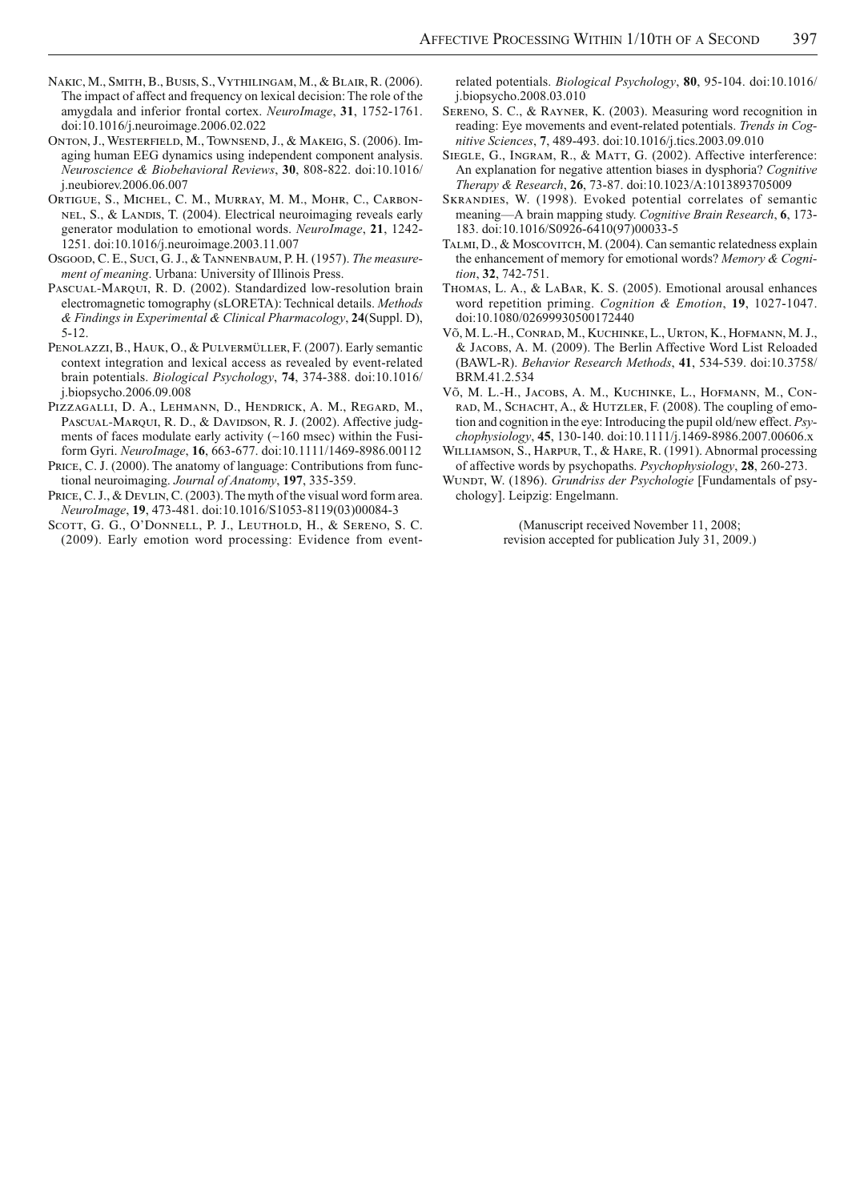Nakic, M., Smith, B., Busis, S., Vythilingam, M., & Blair, R. (2006). The impact of affect and frequency on lexical decision: The role of the amygdala and inferior frontal cortex. *NeuroImage*, **31**, 1752-1761. doi:10.1016/j.neuroimage.2006.02.022

Onton, J., Westerfield, M., Townsend, J., & Makeig, S. (2006). Imaging human EEG dynamics using independent component analysis. *Neuroscience & Biobehavioral Reviews*, **30**, 808-822. doi:10.1016/j.neubiorev.2006.06.007

Ortigue, S., Michel, C. M., Murray, M. M., Mohr, C., Carbonnel, S., & Landis, T. (2004). Electrical neuroimaging reveals early generator modulation to emotional words. *NeuroImage*, **21**, 1242-1251. doi:10.1016/j.neuroimage.2003.11.007

Osgood, C. E., Suci, G. J., & Tannenbaum, P. H. (1957). *The measurement of meaning*. Urbana: University of Illinois Press.

Pascual-Marqui, R. D. (2002). Standardized low-resolution brain electromagnetic tomography (sLORETA): Technical details. *Methods & Findings in Experimental & Clinical Pharmacology*, **24**(Suppl. D), 5-12.

Penolazzi, B., Hauk, O., & Pulvermüller, F. (2007). Early semantic context integration and lexical access as revealed by event-related brain potentials. *Biological Psychology*, **74**, 374-388. doi:10.1016/j.biopsycho.2006.09.008

Pizzagalli, D. A., Lehmann, D., Hendrick, A. M., Regard, M., Pascual-Marqui, R. D., & Davidson, R. J. (2002). Affective judgments of faces modulate early activity (~160 msec) within the Fusiform Gyri. *NeuroImage*, **16**, 663-677. doi:10.1111/1469-8986.00112

Price, C. J. (2000). The anatomy of language: Contributions from functional neuroimaging. *Journal of Anatomy*, **197**, 335-359.

Price, C. J., & Devlin, C. (2003). The myth of the visual word form area. *NeuroImage*, **19**, 473-481. doi:10.1016/S1053-8119(03)00084-3

Scott, G. G., O'Donnell, P. J., Leuthold, H., & Sereno, S. C. (2009). Early emotion word processing: Evidence from event-related potentials. *Biological Psychology*, **80**, 95-104. doi:10.1016/j.biopsycho.2008.03.010

Sereno, S. C., & Rayner, K. (2003). Measuring word recognition in reading: Eye movements and event-related potentials. *Trends in Cognitive Sciences*, **7**, 489-493. doi:10.1016/j.tics.2003.09.010

Siegle, G., Ingram, R., & Matt, G. (2002). Affective interference: An explanation for negative attention biases in dysphoria? *Cognitive Therapy & Research*, **26**, 73-87. doi:10.1023/A:1013893705009

Skrandies, W. (1998). Evoked potential correlates of semantic meaning—A brain mapping study. *Cognitive Brain Research*, **6**, 173-183. doi:10.1016/S0926-6410(97)00033-5

Talmi, D., & Moscovitch, M. (2004). Can semantic relatedness explain the enhancement of memory for emotional words? *Memory & Cognition*, **32**, 742-751.

Thomas, L. A., & LaBar, K. S. (2005). Emotional arousal enhances word repetition priming. *Cognition & Emotion*, **19**, 1027-1047. doi:10.1080/02699930500172440

Võ, M. L.-H., Conrad, M., Kuchinke, L., Urton, K., Hofmann, M. J., & Jacobs, A. M. (2009). The Berlin Affective Word List Reloaded (BAWL-R). *Behavior Research Methods*, **41**, 534-539. doi:10.3758/BRM.41.2.534

Võ, M. L.-H., Jacobs, A. M., Kuchinke, L., Hofmann, M., Conrad, M., Schacht, A., & Hutzler, F. (2008). The coupling of emotion and cognition in the eye: Introducing the pupil old/new effect. *Psychophysiology*, **45**, 130-140. doi:10.1111/j.1469-8986.2007.00606.x

Williamson, S., Harpur, T., & Hare, R. (1991). Abnormal processing of affective words by psychopaths. *Psychophysiology*, **28**, 260-273.

Wundt, W. (1896). *Grundriss der Psychologie* [Fundamentals of psychology]. Leipzig: Engelmann.

(Manuscript received November 11, 2008;
revision accepted for publication July 31, 2009.)